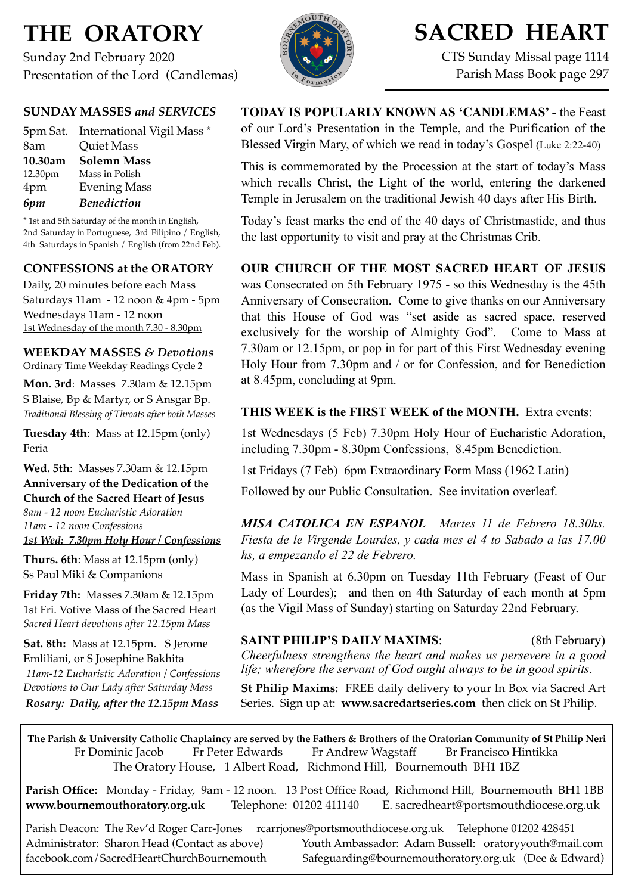# THE ORATORY

Sunday 2nd February 2020
Presentation of the Lord (Candlemas)

# SACRED HEART

CTS Sunday Missal page 1114
Parish Mass Book page 297

## SUNDAY MASSES *and SERVICES*

| | |
|---|---|
| 5pm Sat. | International Vigil Mass * |
| 8am | Quiet Mass |
| **10.30am** | **Solemn Mass** |
| 12.30pm | Mass in Polish |
| 4pm | Evening Mass |
| ***6pm*** | ***Benediction*** |

* 1st and 5th Saturday of the month in English, 2nd Saturday in Portuguese, 3rd Filipino / English, 4th Saturdays in Spanish / English (from 22nd Feb).

## CONFESSIONS at the ORATORY

Daily, 20 minutes before each Mass
Saturdays 11am - 12 noon & 4pm - 5pm
Wednesdays 11am - 12 noon
1st Wednesday of the month 7.30 - 8.30pm

## WEEKDAY MASSES *& Devotions*

Ordinary Time Weekday Readings Cycle 2

**Mon. 3rd**: Masses 7.30am & 12.15pm
S Blaise, Bp & Martyr, or S Ansgar Bp.
*Traditional Blessing of Throats after both Masses*

**Tuesday 4th**: Mass at 12.15pm (only)
Feria

**Wed. 5th**: Masses 7.30am & 12.15pm
**Anniversary of the Dedication of the Church of the Sacred Heart of Jesus**
*8am - 12 noon Eucharistic Adoration*
*11am - 12 noon Confessions*
***1st Wed: 7.30pm Holy Hour / Confessions***

**Thurs. 6th**: Mass at 12.15pm (only)
Ss Paul Miki & Companions

**Friday 7th:** Masses 7.30am & 12.15pm
1st Fri. Votive Mass of the Sacred Heart
*Sacred Heart devotions after 12.15pm Mass*

**Sat. 8th:** Mass at 12.15pm. S Jerome Emliliani, or S Josephine Bakhita
*11am-12 Eucharistic Adoration / Confessions*
*Devotions to Our Lady after Saturday Mass*
***Rosary: Daily, after the 12.15pm Mass***

**TODAY IS POPULARLY KNOWN AS 'CANDLEMAS' -** the Feast of our Lord's Presentation in the Temple, and the Purification of the Blessed Virgin Mary, of which we read in today's Gospel (Luke 2:22-40)

This is commemorated by the Procession at the start of today's Mass which recalls Christ, the Light of the world, entering the darkened Temple in Jerusalem on the traditional Jewish 40 days after His Birth.

Today's feast marks the end of the 40 days of Christmastide, and thus the last opportunity to visit and pray at the Christmas Crib.

**OUR CHURCH OF THE MOST SACRED HEART OF JESUS** was Consecrated on 5th February 1975 - so this Wednesday is the 45th Anniversary of Consecration. Come to give thanks on our Anniversary that this House of God was "set aside as sacred space, reserved exclusively for the worship of Almighty God". Come to Mass at 7.30am or 12.15pm, or pop in for part of this First Wednesday evening Holy Hour from 7.30pm and / or for Confession, and for Benediction at 8.45pm, concluding at 9pm.

**THIS WEEK is the FIRST WEEK of the MONTH.** Extra events:

1st Wednesdays (5 Feb) 7.30pm Holy Hour of Eucharistic Adoration, including 7.30pm - 8.30pm Confessions, 8.45pm Benediction.

1st Fridays (7 Feb) 6pm Extraordinary Form Mass (1962 Latin)

Followed by our Public Consultation. See invitation overleaf.

***MISA CATOLICA EN ESPANOL*** *Martes 11 de Febrero 18.30hs. Fiesta de le Virgende Lourdes, y cada mes el 4 to Sabado a las 17.00 hs, a empezando el 22 de Febrero.*

Mass in Spanish at 6.30pm on Tuesday 11th February (Feast of Our Lady of Lourdes); and then on 4th Saturday of each month at 5pm (as the Vigil Mass of Sunday) starting on Saturday 22nd February.

**SAINT PHILIP'S DAILY MAXIMS**: (8th February)
*Cheerfulness strengthens the heart and makes us persevere in a good life; wherefore the servant of God ought always to be in good spirits.*

**St Philip Maxims:** FREE daily delivery to your In Box via Sacred Art Series. Sign up at: **www.sacredartseries.com** then click on St Philip.

**The Parish & University Catholic Chaplaincy are served by the Fathers & Brothers of the Oratorian Community of St Philip Neri**
Fr Dominic Jacob  Fr Peter Edwards  Fr Andrew Wagstaff  Br Francisco Hintikka
The Oratory House, 1 Albert Road, Richmond Hill, Bournemouth BH1 1BZ

**Parish Office:** Monday - Friday, 9am - 12 noon. 13 Post Office Road, Richmond Hill, Bournemouth BH1 1BB
**www.bournemouthoratory.org.uk**  Telephone: 01202 411140  E. sacredheart@portsmouthdiocese.org.uk

Parish Deacon: The Rev'd Roger Carr-Jones  rcarrjones@portsmouthdiocese.org.uk  Telephone 01202 428451
Administrator: Sharon Head (Contact as above)  Youth Ambassador: Adam Bussell: oratoryyouth@mail.com
facebook.com/SacredHeartChurchBournemouth  Safeguarding@bournemouthoratory.org.uk (Dee & Edward)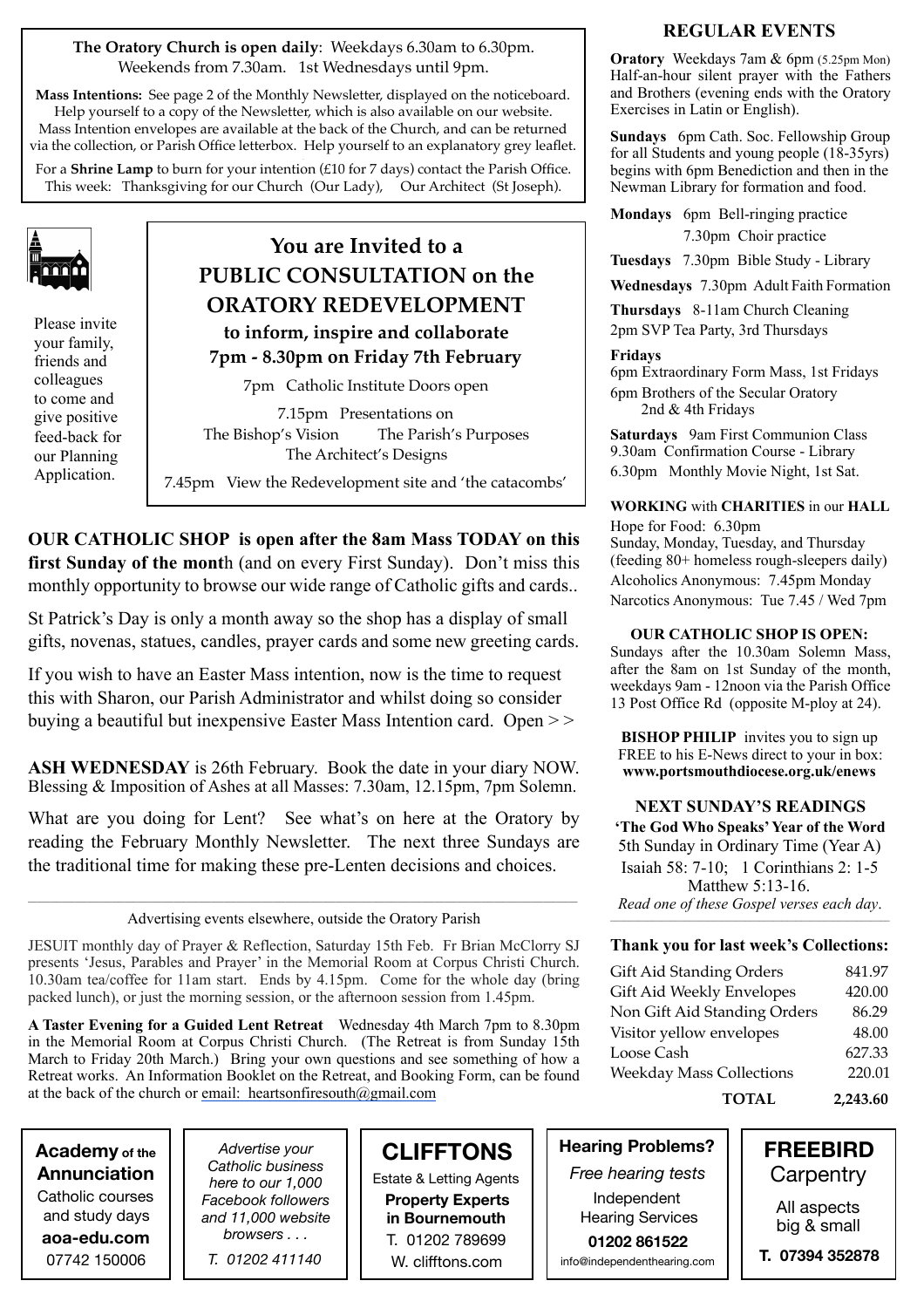**The Oratory Church is open daily**: Weekdays 6.30am to 6.30pm. Weekends from 7.30am. 1st Wednesdays until 9pm.

**Mass Intentions:** See page 2 of the Monthly Newsletter, displayed on the noticeboard. Help yourself to a copy of the Newsletter, which is also available on our website. Mass Intention envelopes are available at the back of the Church, and can be returned via the collection, or Parish Office letterbox. Help yourself to an explanatory grey leaflet.

For a **Shrine Lamp** to burn for your intention (£10 for 7 days) contact the Parish Office. This week: Thanksgiving for our Church (Our Lady), Our Architect (St Joseph).

Please invite your family, friends and colleagues to come and give positive feed-back for our Planning Application.

## You are Invited to a PUBLIC CONSULTATION on the ORATORY REDEVELOPMENT

**to inform, inspire and collaborate**

**7pm - 8.30pm on Friday 7th February**

7pm Catholic Institute Doors open

7.15pm Presentations on The Bishop's Vision The Parish's Purposes The Architect's Designs

7.45pm View the Redevelopment site and 'the catacombs'

**OUR CATHOLIC SHOP is open after the 8am Mass TODAY on this first Sunday of the mont**h (and on every First Sunday). Don't miss this monthly opportunity to browse our wide range of Catholic gifts and cards..

St Patrick's Day is only a month away so the shop has a display of small gifts, novenas, statues, candles, prayer cards and some new greeting cards.

If you wish to have an Easter Mass intention, now is the time to request this with Sharon, our Parish Administrator and whilst doing so consider buying a beautiful but inexpensive Easter Mass Intention card. Open >>

**ASH WEDNESDAY** is 26th February. Book the date in your diary NOW. Blessing & Imposition of Ashes at all Masses: 7.30am, 12.15pm, 7pm Solemn.

What are you doing for Lent? See what's on here at the Oratory by reading the February Monthly Newsletter. The next three Sundays are the traditional time for making these pre-Lenten decisions and choices.

---

Advertising events elsewhere, outside the Oratory Parish

JESUIT monthly day of Prayer & Reflection, Saturday 15th Feb. Fr Brian McClorry SJ presents 'Jesus, Parables and Prayer' in the Memorial Room at Corpus Christi Church. 10.30am tea/coffee for 11am start. Ends by 4.15pm. Come for the whole day (bring packed lunch), or just the morning session, or the afternoon session from 1.45pm.

**A Taster Evening for a Guided Lent Retreat** Wednesday 4th March 7pm to 8.30pm in the Memorial Room at Corpus Christi Church. (The Retreat is from Sunday 15th March to Friday 20th March.) Bring your own questions and see something of how a Retreat works. An Information Booklet on the Retreat, and Booking Form, can be found at the back of the church or email: heartsonfiresouth@gmail.com

## REGULAR EVENTS

**Oratory** Weekdays 7am & 6pm (5.25pm Mon) Half-an-hour silent prayer with the Fathers and Brothers (evening ends with the Oratory Exercises in Latin or English).

**Sundays** 6pm Cath. Soc. Fellowship Group for all Students and young people (18-35yrs) begins with 6pm Benediction and then in the Newman Library for formation and food.

**Mondays** 6pm Bell-ringing practice
7.30pm Choir practice

**Tuesdays** 7.30pm Bible Study - Library

**Wednesdays** 7.30pm Adult Faith Formation

**Thursdays** 8-11am Church Cleaning
2pm SVP Tea Party, 3rd Thursdays

**Fridays**
6pm Extraordinary Form Mass, 1st Fridays
6pm Brothers of the Secular Oratory 2nd & 4th Fridays

**Saturdays** 9am First Communion Class
9.30am Confirmation Course - Library
6.30pm Monthly Movie Night, 1st Sat.

**WORKING** with **CHARITIES** in our **HALL**

Hope for Food: 6.30pm
Sunday, Monday, Tuesday, and Thursday (feeding 80+ homeless rough-sleepers daily)
Alcoholics Anonymous: 7.45pm Monday
Narcotics Anonymous: Tue 7.45 / Wed 7pm

**OUR CATHOLIC SHOP IS OPEN:**
Sundays after the 10.30am Solemn Mass, after the 8am on 1st Sunday of the month, weekdays 9am - 12noon via the Parish Office 13 Post Office Rd (opposite M-ploy at 24).

**BISHOP PHILIP** invites you to sign up FREE to his E-News direct to your in box: **www.portsmouthdiocese.org.uk/enews**

**NEXT SUNDAY'S READINGS**
**'The God Who Speaks' Year of the Word**
5th Sunday in Ordinary Time (Year A)
Isaiah 58: 7-10; 1 Corinthians 2: 1-5
Matthew 5:13-16.
*Read one of these Gospel verses each day*.

**Thank you for last week's Collections:**

| | |
|---|---|
| Gift Aid Standing Orders | 841.97 |
| Gift Aid Weekly Envelopes | 420.00 |
| Non Gift Aid Standing Orders | 86.29 |
| Visitor yellow envelopes | 48.00 |
| Loose Cash | 627.33 |
| Weekday Mass Collections | 220.01 |
| **TOTAL** | **2,243.60** |

---

**Academy of the Annunciation**
Catholic courses and study days
**aoa-edu.com**
07742 150006

*Advertise your Catholic business here to our 1,000 Facebook followers and 11,000 website browsers . . .*
*T. 01202 411140*

**CLIFFTONS**
Estate & Letting Agents
**Property Experts in Bournemouth**
T. 01202 789699
W. cliftons.com

**Hearing Problems?**
*Free hearing tests*
Independent Hearing Services
**01202 861522**
info@independenthearing.com

**FREEBIRD** Carpentry
All aspects big & small
**T. 07394 352878**